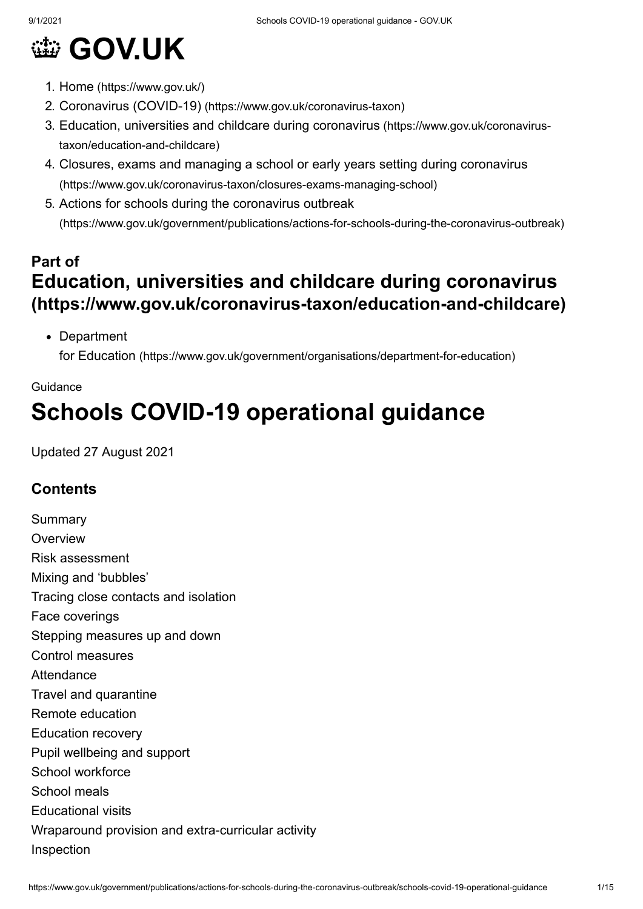# GOV.UK

1. Home (https://www.gov.uk/)
2. Coronavirus (COVID-19) (https://www.gov.uk/coronavirus-taxon)
3. Education, universities and childcare during coronavirus (https://www.gov.uk/coronavirus-taxon/education-and-childcare)
4. Closures, exams and managing a school or early years setting during coronavirus (https://www.gov.uk/coronavirus-taxon/closures-exams-managing-school)
5. Actions for schools during the coronavirus outbreak (https://www.gov.uk/government/publications/actions-for-schools-during-the-coronavirus-outbreak)

**Part of**
## Education, universities and childcare during coronavirus (https://www.gov.uk/coronavirus-taxon/education-and-childcare)

- Department for Education (https://www.gov.uk/government/organisations/department-for-education)

Guidance

# Schools COVID-19 operational guidance

Updated 27 August 2021

### Contents

Summary
Overview
Risk assessment
Mixing and 'bubbles'
Tracing close contacts and isolation
Face coverings
Stepping measures up and down
Control measures
Attendance
Travel and quarantine
Remote education
Education recovery
Pupil wellbeing and support
School workforce
School meals
Educational visits
Wraparound provision and extra-curricular activity
Inspection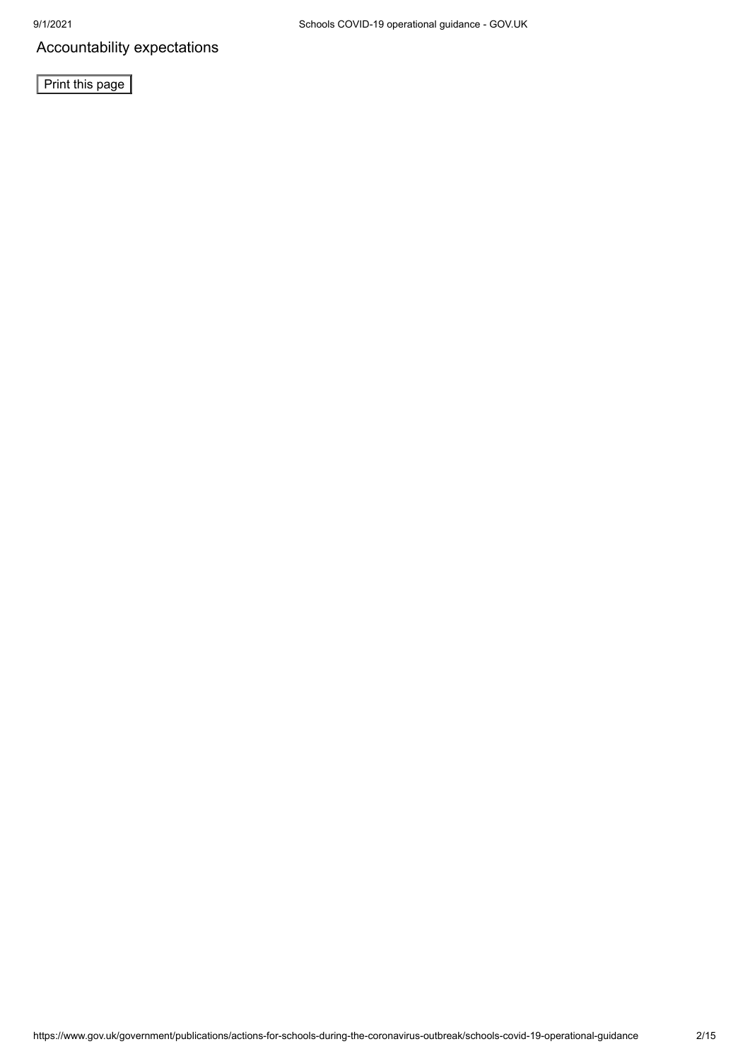Accountability expectations

Print this page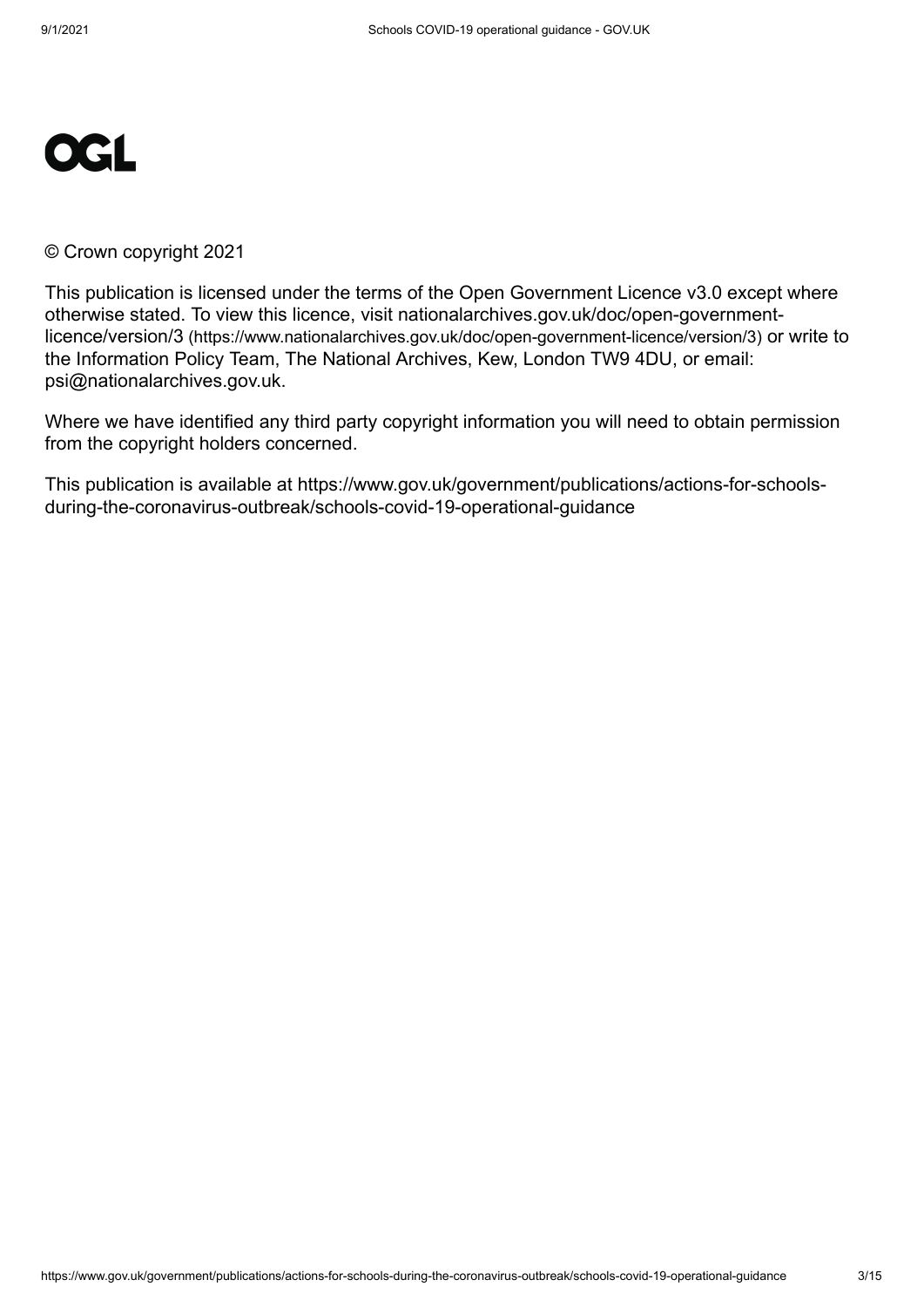OGL

© Crown copyright 2021

This publication is licensed under the terms of the Open Government Licence v3.0 except where otherwise stated. To view this licence, visit nationalarchives.gov.uk/doc/open-government-licence/version/3 (https://www.nationalarchives.gov.uk/doc/open-government-licence/version/3) or write to the Information Policy Team, The National Archives, Kew, London TW9 4DU, or email: psi@nationalarchives.gov.uk.

Where we have identified any third party copyright information you will need to obtain permission from the copyright holders concerned.

This publication is available at https://www.gov.uk/government/publications/actions-for-schools-during-the-coronavirus-outbreak/schools-covid-19-operational-guidance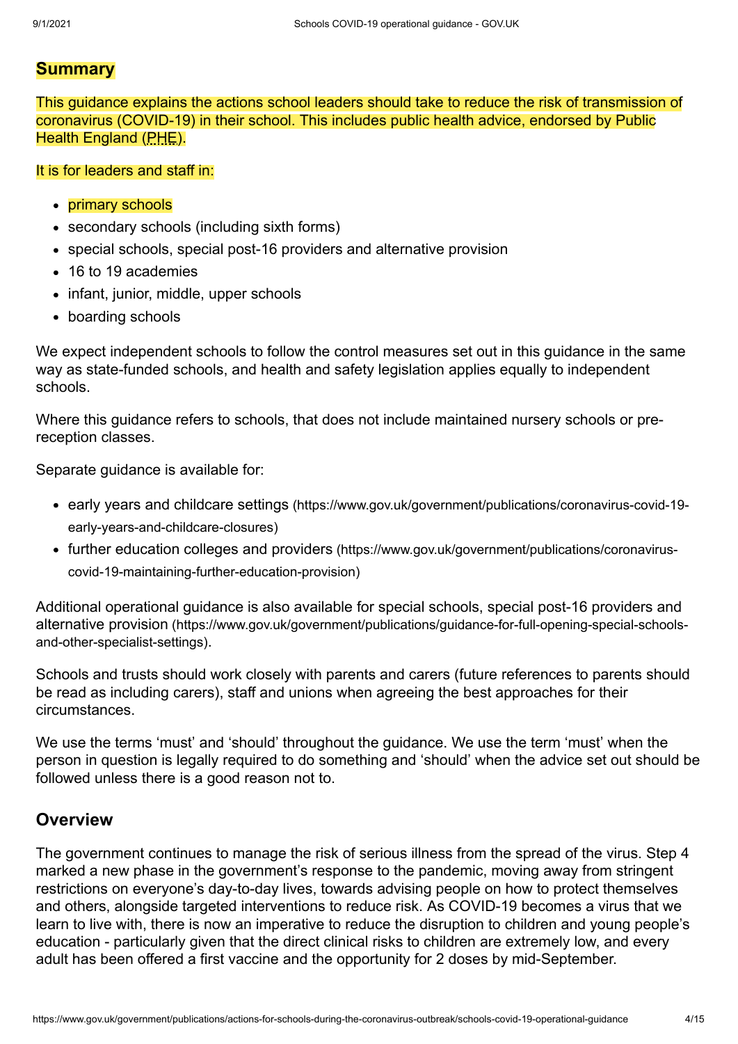## Summary

This guidance explains the actions school leaders should take to reduce the risk of transmission of coronavirus (COVID-19) in their school. This includes public health advice, endorsed by Public Health England (PHE).

It is for leaders and staff in:

- primary schools
- secondary schools (including sixth forms)
- special schools, special post-16 providers and alternative provision
- 16 to 19 academies
- infant, junior, middle, upper schools
- boarding schools

We expect independent schools to follow the control measures set out in this guidance in the same way as state-funded schools, and health and safety legislation applies equally to independent schools.

Where this guidance refers to schools, that does not include maintained nursery schools or pre-reception classes.

Separate guidance is available for:

- early years and childcare settings (https://www.gov.uk/government/publications/coronavirus-covid-19-early-years-and-childcare-closures)
- further education colleges and providers (https://www.gov.uk/government/publications/coronavirus-covid-19-maintaining-further-education-provision)

Additional operational guidance is also available for special schools, special post-16 providers and alternative provision (https://www.gov.uk/government/publications/guidance-for-full-opening-special-schools-and-other-specialist-settings).

Schools and trusts should work closely with parents and carers (future references to parents should be read as including carers), staff and unions when agreeing the best approaches for their circumstances.

We use the terms 'must' and 'should' throughout the guidance. We use the term 'must' when the person in question is legally required to do something and 'should' when the advice set out should be followed unless there is a good reason not to.

## Overview

The government continues to manage the risk of serious illness from the spread of the virus. Step 4 marked a new phase in the government's response to the pandemic, moving away from stringent restrictions on everyone's day-to-day lives, towards advising people on how to protect themselves and others, alongside targeted interventions to reduce risk. As COVID-19 becomes a virus that we learn to live with, there is now an imperative to reduce the disruption to children and young people's education - particularly given that the direct clinical risks to children are extremely low, and every adult has been offered a first vaccine and the opportunity for 2 doses by mid-September.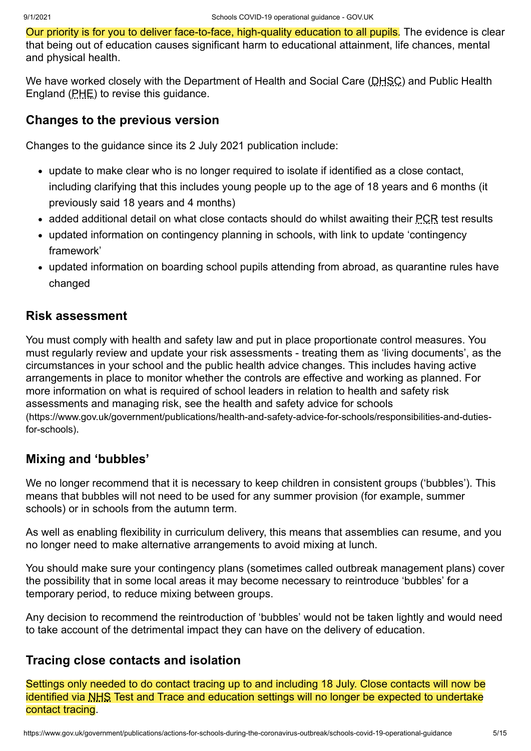Our priority is for you to deliver face-to-face, high-quality education to all pupils. The evidence is clear that being out of education causes significant harm to educational attainment, life chances, mental and physical health.

We have worked closely with the Department of Health and Social Care (DHSC) and Public Health England (PHE) to revise this guidance.

## Changes to the previous version

Changes to the guidance since its 2 July 2021 publication include:

- update to make clear who is no longer required to isolate if identified as a close contact, including clarifying that this includes young people up to the age of 18 years and 6 months (it previously said 18 years and 4 months)
- added additional detail on what close contacts should do whilst awaiting their PCR test results
- updated information on contingency planning in schools, with link to update 'contingency framework'
- updated information on boarding school pupils attending from abroad, as quarantine rules have changed

## Risk assessment

You must comply with health and safety law and put in place proportionate control measures. You must regularly review and update your risk assessments - treating them as 'living documents', as the circumstances in your school and the public health advice changes. This includes having active arrangements in place to monitor whether the controls are effective and working as planned. For more information on what is required of school leaders in relation to health and safety risk assessments and managing risk, see the health and safety advice for schools (https://www.gov.uk/government/publications/health-and-safety-advice-for-schools/responsibilities-and-duties-for-schools).

## Mixing and 'bubbles'

We no longer recommend that it is necessary to keep children in consistent groups ('bubbles'). This means that bubbles will not need to be used for any summer provision (for example, summer schools) or in schools from the autumn term.

As well as enabling flexibility in curriculum delivery, this means that assemblies can resume, and you no longer need to make alternative arrangements to avoid mixing at lunch.

You should make sure your contingency plans (sometimes called outbreak management plans) cover the possibility that in some local areas it may become necessary to reintroduce 'bubbles' for a temporary period, to reduce mixing between groups.

Any decision to recommend the reintroduction of 'bubbles' would not be taken lightly and would need to take account of the detrimental impact they can have on the delivery of education.

## Tracing close contacts and isolation

Settings only needed to do contact tracing up to and including 18 July. Close contacts will now be identified via NHS Test and Trace and education settings will no longer be expected to undertake contact tracing.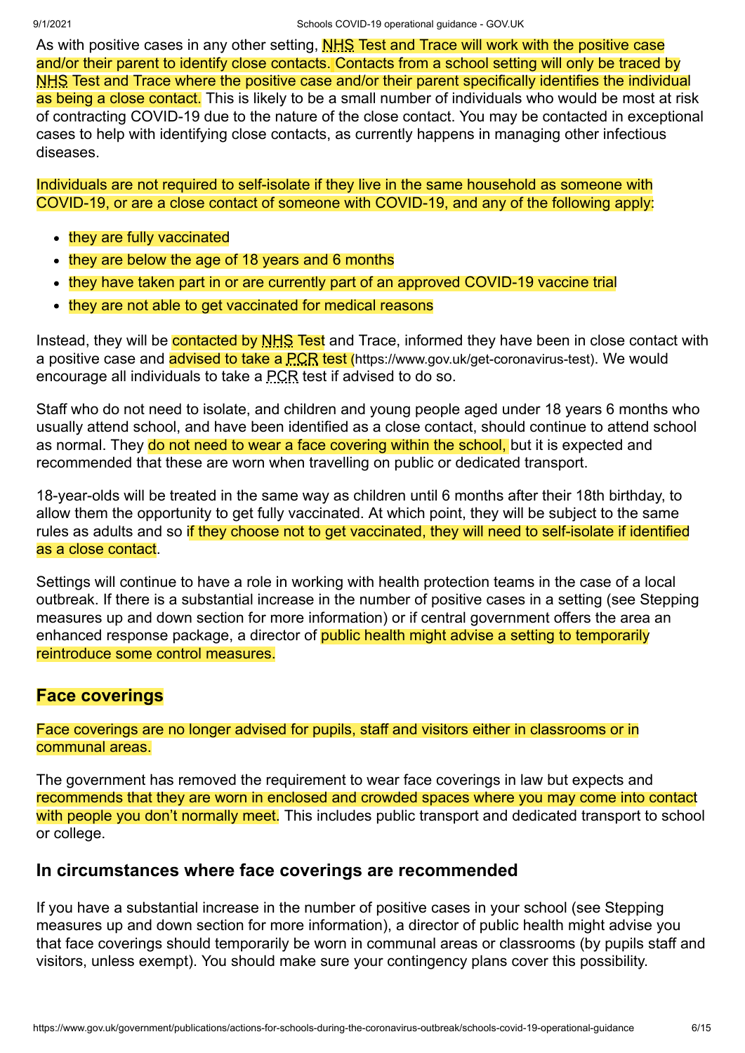As with positive cases in any other setting, NHS Test and Trace will work with the positive case and/or their parent to identify close contacts. Contacts from a school setting will only be traced by NHS Test and Trace where the positive case and/or their parent specifically identifies the individual as being a close contact. This is likely to be a small number of individuals who would be most at risk of contracting COVID-19 due to the nature of the close contact. You may be contacted in exceptional cases to help with identifying close contacts, as currently happens in managing other infectious diseases.

Individuals are not required to self-isolate if they live in the same household as someone with COVID-19, or are a close contact of someone with COVID-19, and any of the following apply:

- they are fully vaccinated
- they are below the age of 18 years and 6 months
- they have taken part in or are currently part of an approved COVID-19 vaccine trial
- they are not able to get vaccinated for medical reasons

Instead, they will be contacted by NHS Test and Trace, informed they have been in close contact with a positive case and advised to take a PCR test (https://www.gov.uk/get-coronavirus-test). We would encourage all individuals to take a PCR test if advised to do so.

Staff who do not need to isolate, and children and young people aged under 18 years 6 months who usually attend school, and have been identified as a close contact, should continue to attend school as normal. They do not need to wear a face covering within the school, but it is expected and recommended that these are worn when travelling on public or dedicated transport.

18-year-olds will be treated in the same way as children until 6 months after their 18th birthday, to allow them the opportunity to get fully vaccinated. At which point, they will be subject to the same rules as adults and so if they choose not to get vaccinated, they will need to self-isolate if identified as a close contact.

Settings will continue to have a role in working with health protection teams in the case of a local outbreak. If there is a substantial increase in the number of positive cases in a setting (see Stepping measures up and down section for more information) or if central government offers the area an enhanced response package, a director of public health might advise a setting to temporarily reintroduce some control measures.

## Face coverings

Face coverings are no longer advised for pupils, staff and visitors either in classrooms or in communal areas.

The government has removed the requirement to wear face coverings in law but expects and recommends that they are worn in enclosed and crowded spaces where you may come into contact with people you don't normally meet. This includes public transport and dedicated transport to school or college.

### In circumstances where face coverings are recommended

If you have a substantial increase in the number of positive cases in your school (see Stepping measures up and down section for more information), a director of public health might advise you that face coverings should temporarily be worn in communal areas or classrooms (by pupils staff and visitors, unless exempt). You should make sure your contingency plans cover this possibility.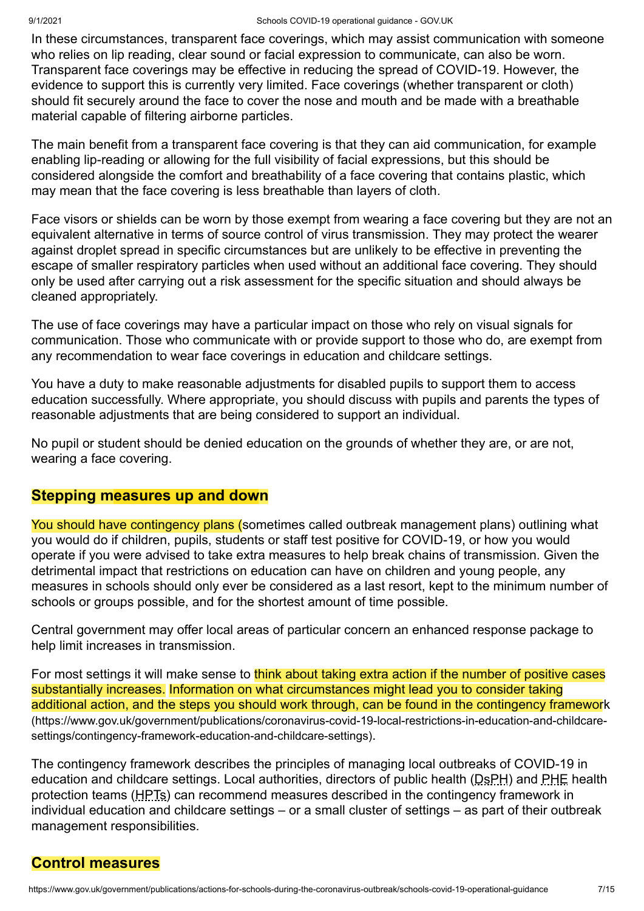In these circumstances, transparent face coverings, which may assist communication with someone who relies on lip reading, clear sound or facial expression to communicate, can also be worn. Transparent face coverings may be effective in reducing the spread of COVID-19. However, the evidence to support this is currently very limited. Face coverings (whether transparent or cloth) should fit securely around the face to cover the nose and mouth and be made with a breathable material capable of filtering airborne particles.

The main benefit from a transparent face covering is that they can aid communication, for example enabling lip-reading or allowing for the full visibility of facial expressions, but this should be considered alongside the comfort and breathability of a face covering that contains plastic, which may mean that the face covering is less breathable than layers of cloth.

Face visors or shields can be worn by those exempt from wearing a face covering but they are not an equivalent alternative in terms of source control of virus transmission. They may protect the wearer against droplet spread in specific circumstances but are unlikely to be effective in preventing the escape of smaller respiratory particles when used without an additional face covering. They should only be used after carrying out a risk assessment for the specific situation and should always be cleaned appropriately.

The use of face coverings may have a particular impact on those who rely on visual signals for communication. Those who communicate with or provide support to those who do, are exempt from any recommendation to wear face coverings in education and childcare settings.

You have a duty to make reasonable adjustments for disabled pupils to support them to access education successfully. Where appropriate, you should discuss with pupils and parents the types of reasonable adjustments that are being considered to support an individual.

No pupil or student should be denied education on the grounds of whether they are, or are not, wearing a face covering.

## Stepping measures up and down

You should have contingency plans (sometimes called outbreak management plans) outlining what you would do if children, pupils, students or staff test positive for COVID-19, or how you would operate if you were advised to take extra measures to help break chains of transmission. Given the detrimental impact that restrictions on education can have on children and young people, any measures in schools should only ever be considered as a last resort, kept to the minimum number of schools or groups possible, and for the shortest amount of time possible.

Central government may offer local areas of particular concern an enhanced response package to help limit increases in transmission.

For most settings it will make sense to think about taking extra action if the number of positive cases substantially increases. Information on what circumstances might lead you to consider taking additional action, and the steps you should work through, can be found in the contingency framework (https://www.gov.uk/government/publications/coronavirus-covid-19-local-restrictions-in-education-and-childcare-settings/contingency-framework-education-and-childcare-settings).

The contingency framework describes the principles of managing local outbreaks of COVID-19 in education and childcare settings. Local authorities, directors of public health (DsPH) and PHE health protection teams (HPTs) can recommend measures described in the contingency framework in individual education and childcare settings – or a small cluster of settings – as part of their outbreak management responsibilities.

## Control measures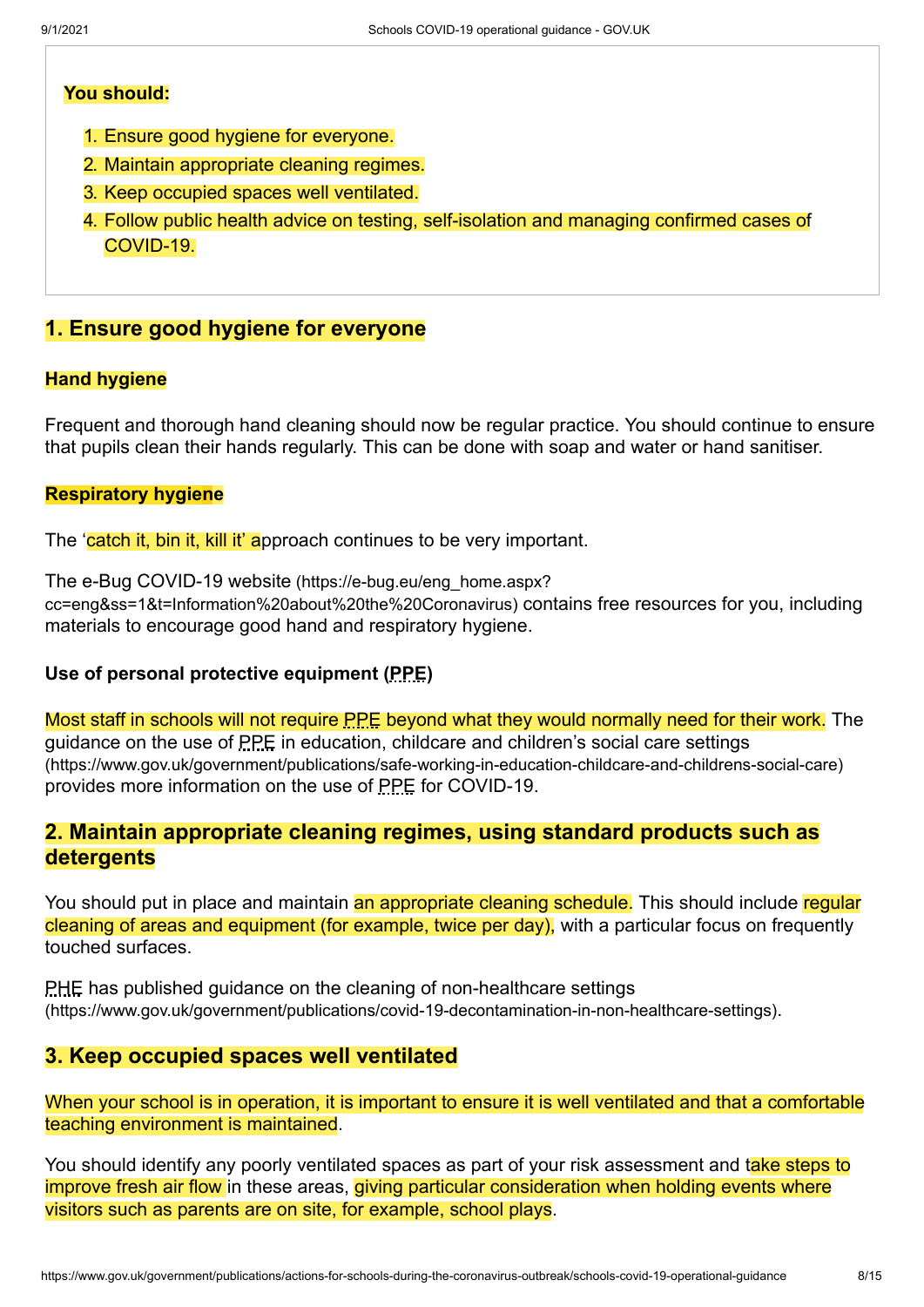**You should:**

1. Ensure good hygiene for everyone.
2. Maintain appropriate cleaning regimes.
3. Keep occupied spaces well ventilated.
4. Follow public health advice on testing, self-isolation and managing confirmed cases of COVID-19.

## 1. Ensure good hygiene for everyone

### Hand hygiene

Frequent and thorough hand cleaning should now be regular practice. You should continue to ensure that pupils clean their hands regularly. This can be done with soap and water or hand sanitiser.

### Respiratory hygiene

The 'catch it, bin it, kill it' approach continues to be very important.

The e-Bug COVID-19 website (https://e-bug.eu/eng_home.aspx?cc=eng&ss=1&t=Information%20about%20the%20Coronavirus) contains free resources for you, including materials to encourage good hand and respiratory hygiene.

### Use of personal protective equipment (PPE)

Most staff in schools will not require PPE beyond what they would normally need for their work. The guidance on the use of PPE in education, childcare and children's social care settings (https://www.gov.uk/government/publications/safe-working-in-education-childcare-and-childrens-social-care) provides more information on the use of PPE for COVID-19.

## 2. Maintain appropriate cleaning regimes, using standard products such as detergents

You should put in place and maintain an appropriate cleaning schedule. This should include regular cleaning of areas and equipment (for example, twice per day), with a particular focus on frequently touched surfaces.

PHE has published guidance on the cleaning of non-healthcare settings (https://www.gov.uk/government/publications/covid-19-decontamination-in-non-healthcare-settings).

## 3. Keep occupied spaces well ventilated

When your school is in operation, it is important to ensure it is well ventilated and that a comfortable teaching environment is maintained.

You should identify any poorly ventilated spaces as part of your risk assessment and take steps to improve fresh air flow in these areas, giving particular consideration when holding events where visitors such as parents are on site, for example, school plays.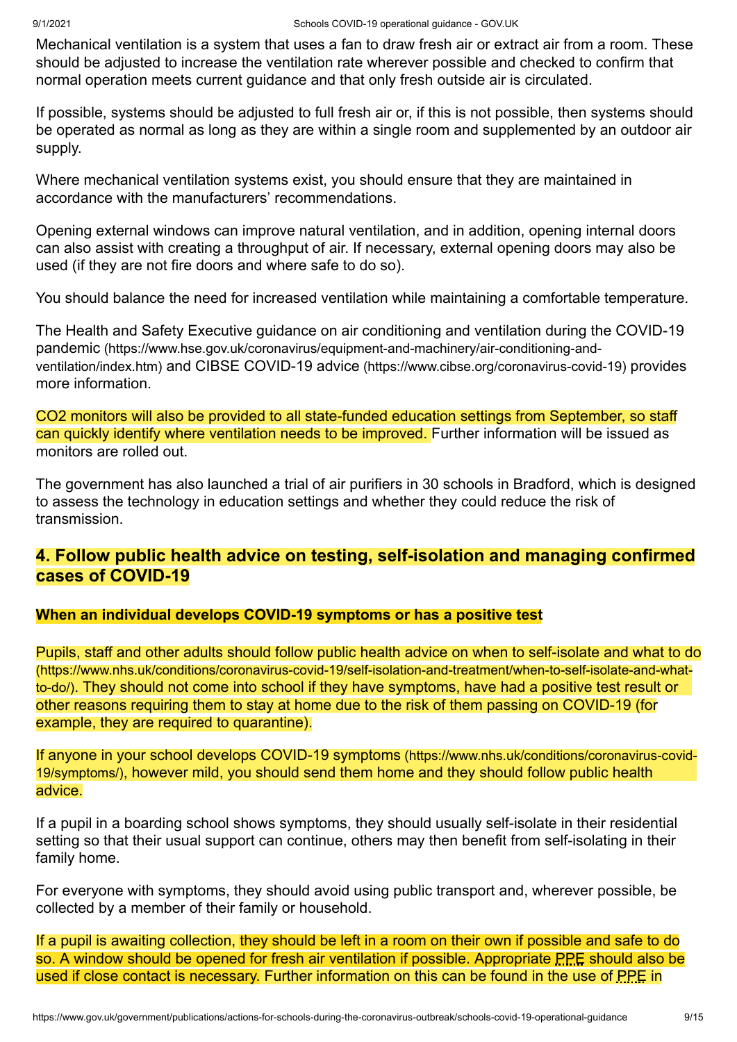Mechanical ventilation is a system that uses a fan to draw fresh air or extract air from a room. These should be adjusted to increase the ventilation rate wherever possible and checked to confirm that normal operation meets current guidance and that only fresh outside air is circulated.

If possible, systems should be adjusted to full fresh air or, if this is not possible, then systems should be operated as normal as long as they are within a single room and supplemented by an outdoor air supply.

Where mechanical ventilation systems exist, you should ensure that they are maintained in accordance with the manufacturers' recommendations.

Opening external windows can improve natural ventilation, and in addition, opening internal doors can also assist with creating a throughput of air. If necessary, external opening doors may also be used (if they are not fire doors and where safe to do so).

You should balance the need for increased ventilation while maintaining a comfortable temperature.

The Health and Safety Executive guidance on air conditioning and ventilation during the COVID-19 pandemic (https://www.hse.gov.uk/coronavirus/equipment-and-machinery/air-conditioning-and-ventilation/index.htm) and CIBSE COVID-19 advice (https://www.cibse.org/coronavirus-covid-19) provides more information.

$CO_2$ monitors will also be provided to all state-funded education settings from September, so staff can quickly identify where ventilation needs to be improved. Further information will be issued as monitors are rolled out.

The government has also launched a trial of air purifiers in 30 schools in Bradford, which is designed to assess the technology in education settings and whether they could reduce the risk of transmission.

## 4. Follow public health advice on testing, self-isolation and managing confirmed cases of COVID-19

### When an individual develops COVID-19 symptoms or has a positive test

Pupils, staff and other adults should follow public health advice on when to self-isolate and what to do (https://www.nhs.uk/conditions/coronavirus-covid-19/self-isolation-and-treatment/when-to-self-isolate-and-what-to-do/). They should not come into school if they have symptoms, have had a positive test result or other reasons requiring them to stay at home due to the risk of them passing on COVID-19 (for example, they are required to quarantine).

If anyone in your school develops COVID-19 symptoms (https://www.nhs.uk/conditions/coronavirus-covid-19/symptoms/), however mild, you should send them home and they should follow public health advice.

If a pupil in a boarding school shows symptoms, they should usually self-isolate in their residential setting so that their usual support can continue, others may then benefit from self-isolating in their family home.

For everyone with symptoms, they should avoid using public transport and, wherever possible, be collected by a member of their family or household.

If a pupil is awaiting collection, they should be left in a room on their own if possible and safe to do so. A window should be opened for fresh air ventilation if possible. Appropriate PPE should also be used if close contact is necessary. Further information on this can be found in the use of PPE in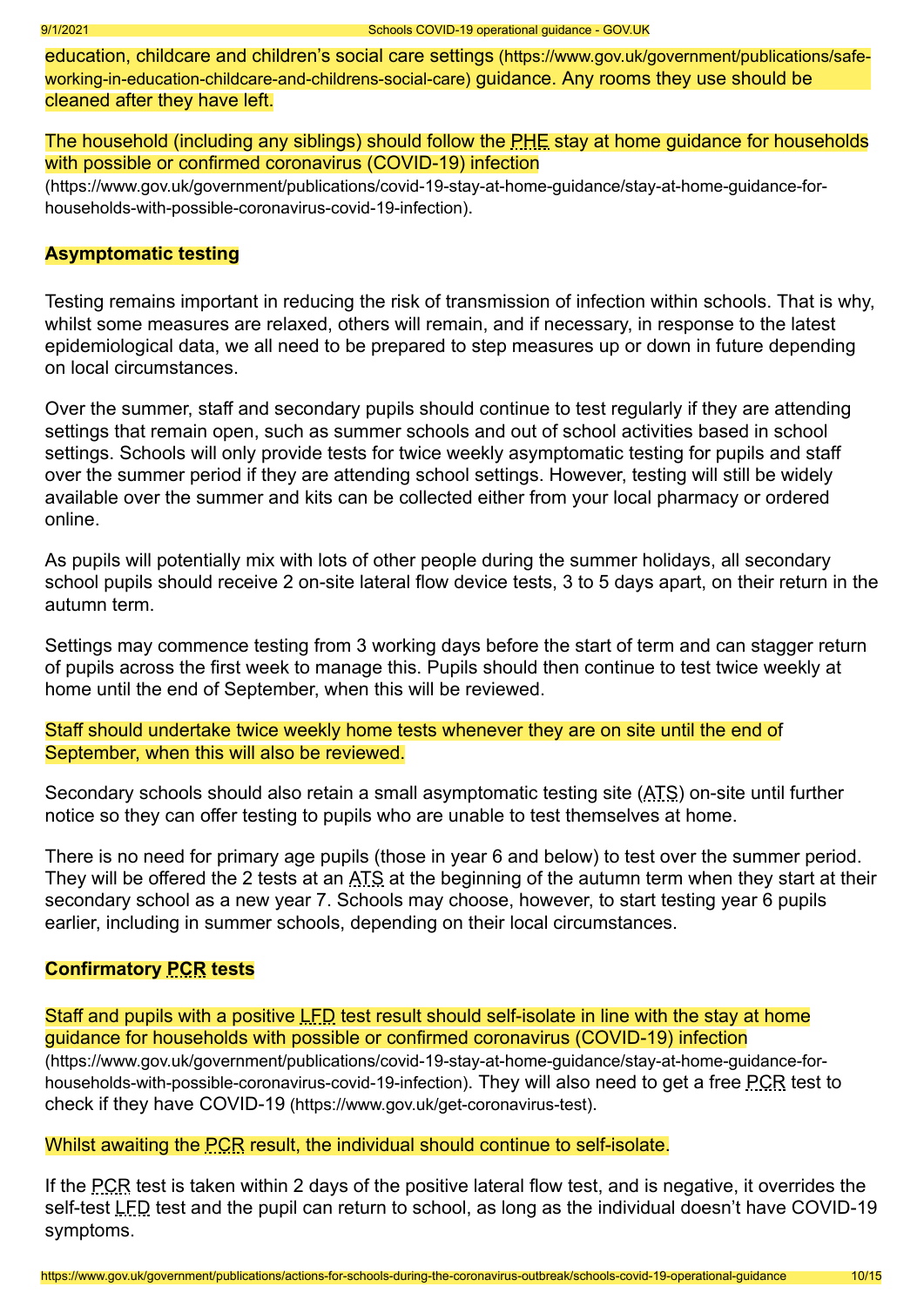education, childcare and children's social care settings (https://www.gov.uk/government/publications/safe-working-in-education-childcare-and-childrens-social-care) guidance. Any rooms they use should be cleaned after they have left.

The household (including any siblings) should follow the PHE stay at home guidance for households with possible or confirmed coronavirus (COVID-19) infection (https://www.gov.uk/government/publications/covid-19-stay-at-home-guidance/stay-at-home-guidance-for-households-with-possible-coronavirus-covid-19-infection).

## Asymptomatic testing

Testing remains important in reducing the risk of transmission of infection within schools. That is why, whilst some measures are relaxed, others will remain, and if necessary, in response to the latest epidemiological data, we all need to be prepared to step measures up or down in future depending on local circumstances.

Over the summer, staff and secondary pupils should continue to test regularly if they are attending settings that remain open, such as summer schools and out of school activities based in school settings. Schools will only provide tests for twice weekly asymptomatic testing for pupils and staff over the summer period if they are attending school settings. However, testing will still be widely available over the summer and kits can be collected either from your local pharmacy or ordered online.

As pupils will potentially mix with lots of other people during the summer holidays, all secondary school pupils should receive 2 on-site lateral flow device tests, 3 to 5 days apart, on their return in the autumn term.

Settings may commence testing from 3 working days before the start of term and can stagger return of pupils across the first week to manage this. Pupils should then continue to test twice weekly at home until the end of September, when this will be reviewed.

Staff should undertake twice weekly home tests whenever they are on site until the end of September, when this will also be reviewed.

Secondary schools should also retain a small asymptomatic testing site (ATS) on-site until further notice so they can offer testing to pupils who are unable to test themselves at home.

There is no need for primary age pupils (those in year 6 and below) to test over the summer period. They will be offered the 2 tests at an ATS at the beginning of the autumn term when they start at their secondary school as a new year 7. Schools may choose, however, to start testing year 6 pupils earlier, including in summer schools, depending on their local circumstances.

## Confirmatory PCR tests

Staff and pupils with a positive LFD test result should self-isolate in line with the stay at home guidance for households with possible or confirmed coronavirus (COVID-19) infection (https://www.gov.uk/government/publications/covid-19-stay-at-home-guidance/stay-at-home-guidance-for-households-with-possible-coronavirus-covid-19-infection). They will also need to get a free PCR test to check if they have COVID-19 (https://www.gov.uk/get-coronavirus-test).

Whilst awaiting the PCR result, the individual should continue to self-isolate.

If the PCR test is taken within 2 days of the positive lateral flow test, and is negative, it overrides the self-test LFD test and the pupil can return to school, as long as the individual doesn't have COVID-19 symptoms.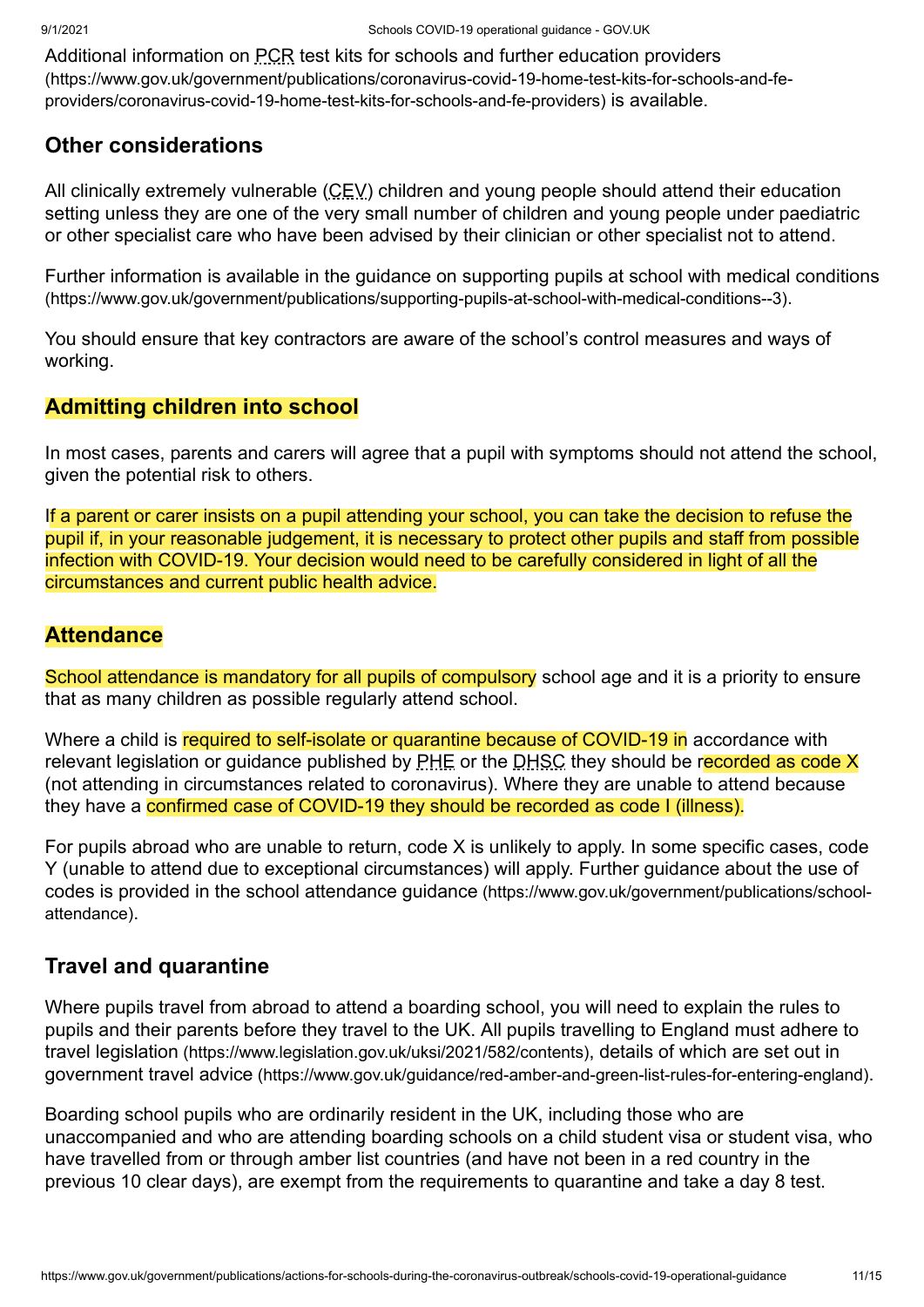Additional information on PCR test kits for schools and further education providers (https://www.gov.uk/government/publications/coronavirus-covid-19-home-test-kits-for-schools-and-fe-providers/coronavirus-covid-19-home-test-kits-for-schools-and-fe-providers) is available.

## Other considerations

All clinically extremely vulnerable (CEV) children and young people should attend their education setting unless they are one of the very small number of children and young people under paediatric or other specialist care who have been advised by their clinician or other specialist not to attend.

Further information is available in the guidance on supporting pupils at school with medical conditions (https://www.gov.uk/government/publications/supporting-pupils-at-school-with-medical-conditions--3).

You should ensure that key contractors are aware of the school's control measures and ways of working.

## Admitting children into school

In most cases, parents and carers will agree that a pupil with symptoms should not attend the school, given the potential risk to others.

If a parent or carer insists on a pupil attending your school, you can take the decision to refuse the pupil if, in your reasonable judgement, it is necessary to protect other pupils and staff from possible infection with COVID-19. Your decision would need to be carefully considered in light of all the circumstances and current public health advice.

## Attendance

School attendance is mandatory for all pupils of compulsory school age and it is a priority to ensure that as many children as possible regularly attend school.

Where a child is required to self-isolate or quarantine because of COVID-19 in accordance with relevant legislation or guidance published by PHE or the DHSC they should be recorded as code X (not attending in circumstances related to coronavirus). Where they are unable to attend because they have a confirmed case of COVID-19 they should be recorded as code I (illness).

For pupils abroad who are unable to return, code X is unlikely to apply. In some specific cases, code Y (unable to attend due to exceptional circumstances) will apply. Further guidance about the use of codes is provided in the school attendance guidance (https://www.gov.uk/government/publications/school-attendance).

## Travel and quarantine

Where pupils travel from abroad to attend a boarding school, you will need to explain the rules to pupils and their parents before they travel to the UK. All pupils travelling to England must adhere to travel legislation (https://www.legislation.gov.uk/uksi/2021/582/contents), details of which are set out in government travel advice (https://www.gov.uk/guidance/red-amber-and-green-list-rules-for-entering-england).

Boarding school pupils who are ordinarily resident in the UK, including those who are unaccompanied and who are attending boarding schools on a child student visa or student visa, who have travelled from or through amber list countries (and have not been in a red country in the previous 10 clear days), are exempt from the requirements to quarantine and take a day 8 test.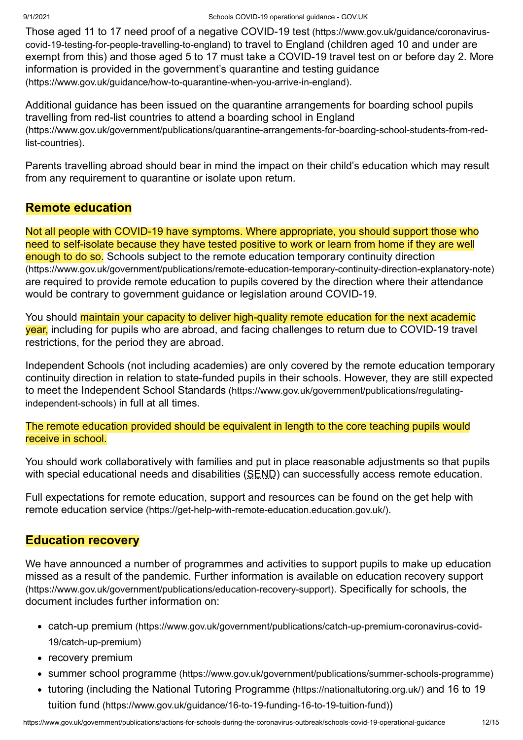Those aged 11 to 17 need proof of a negative COVID-19 test (https://www.gov.uk/guidance/coronavirus-covid-19-testing-for-people-travelling-to-england) to travel to England (children aged 10 and under are exempt from this) and those aged 5 to 17 must take a COVID-19 travel test on or before day 2. More information is provided in the government's quarantine and testing guidance (https://www.gov.uk/guidance/how-to-quarantine-when-you-arrive-in-england).

Additional guidance has been issued on the quarantine arrangements for boarding school pupils travelling from red-list countries to attend a boarding school in England (https://www.gov.uk/government/publications/quarantine-arrangements-for-boarding-school-students-from-red-list-countries).

Parents travelling abroad should bear in mind the impact on their child's education which may result from any requirement to quarantine or isolate upon return.

## Remote education

Not all people with COVID-19 have symptoms. Where appropriate, you should support those who need to self-isolate because they have tested positive to work or learn from home if they are well enough to do so. Schools subject to the remote education temporary continuity direction (https://www.gov.uk/government/publications/remote-education-temporary-continuity-direction-explanatory-note) are required to provide remote education to pupils covered by the direction where their attendance would be contrary to government guidance or legislation around COVID-19.

You should maintain your capacity to deliver high-quality remote education for the next academic year, including for pupils who are abroad, and facing challenges to return due to COVID-19 travel restrictions, for the period they are abroad.

Independent Schools (not including academies) are only covered by the remote education temporary continuity direction in relation to state-funded pupils in their schools. However, they are still expected to meet the Independent School Standards (https://www.gov.uk/government/publications/regulating-independent-schools) in full at all times.

The remote education provided should be equivalent in length to the core teaching pupils would receive in school.

You should work collaboratively with families and put in place reasonable adjustments so that pupils with special educational needs and disabilities (SEND) can successfully access remote education.

Full expectations for remote education, support and resources can be found on the get help with remote education service (https://get-help-with-remote-education.education.gov.uk/).

## Education recovery

We have announced a number of programmes and activities to support pupils to make up education missed as a result of the pandemic. Further information is available on education recovery support (https://www.gov.uk/government/publications/education-recovery-support). Specifically for schools, the document includes further information on:

- catch-up premium (https://www.gov.uk/government/publications/catch-up-premium-coronavirus-covid-19/catch-up-premium)
- recovery premium
- summer school programme (https://www.gov.uk/government/publications/summer-schools-programme)
- tutoring (including the National Tutoring Programme (https://nationaltutoring.org.uk/) and 16 to 19 tuition fund (https://www.gov.uk/guidance/16-to-19-funding-16-to-19-tuition-fund))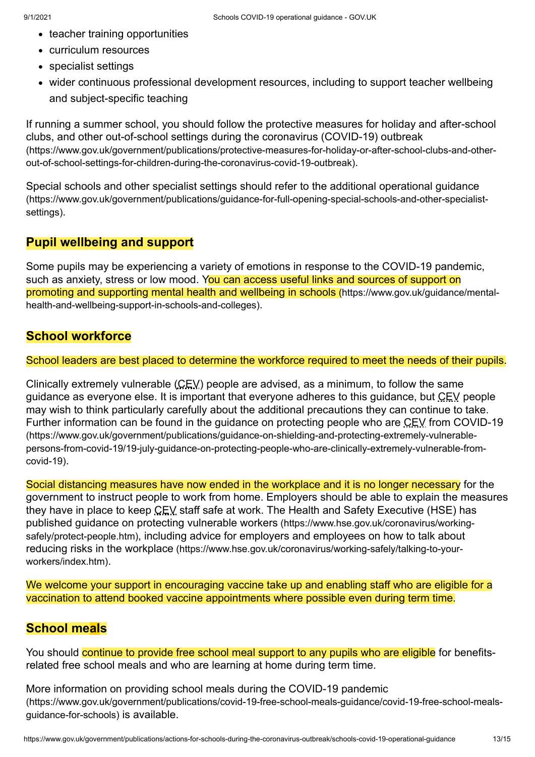- teacher training opportunities
- curriculum resources
- specialist settings
- wider continuous professional development resources, including to support teacher wellbeing and subject-specific teaching

If running a summer school, you should follow the protective measures for holiday and after-school clubs, and other out-of-school settings during the coronavirus (COVID-19) outbreak (https://www.gov.uk/government/publications/protective-measures-for-holiday-or-after-school-clubs-and-other-out-of-school-settings-for-children-during-the-coronavirus-covid-19-outbreak).

Special schools and other specialist settings should refer to the additional operational guidance (https://www.gov.uk/government/publications/guidance-for-full-opening-special-schools-and-other-specialist-settings).

## Pupil wellbeing and support

Some pupils may be experiencing a variety of emotions in response to the COVID-19 pandemic, such as anxiety, stress or low mood. You can access useful links and sources of support on promoting and supporting mental health and wellbeing in schools (https://www.gov.uk/guidance/mental-health-and-wellbeing-support-in-schools-and-colleges).

## School workforce

School leaders are best placed to determine the workforce required to meet the needs of their pupils.

Clinically extremely vulnerable (CEV) people are advised, as a minimum, to follow the same guidance as everyone else. It is important that everyone adheres to this guidance, but CEV people may wish to think particularly carefully about the additional precautions they can continue to take. Further information can be found in the guidance on protecting people who are CEV from COVID-19 (https://www.gov.uk/government/publications/guidance-on-shielding-and-protecting-extremely-vulnerable-persons-from-covid-19/19-july-guidance-on-protecting-people-who-are-clinically-extremely-vulnerable-from-covid-19).

Social distancing measures have now ended in the workplace and it is no longer necessary for the government to instruct people to work from home. Employers should be able to explain the measures they have in place to keep CEV staff safe at work. The Health and Safety Executive (HSE) has published guidance on protecting vulnerable workers (https://www.hse.gov.uk/coronavirus/working-safely/protect-people.htm), including advice for employers and employees on how to talk about reducing risks in the workplace (https://www.hse.gov.uk/coronavirus/working-safely/talking-to-your-workers/index.htm).

We welcome your support in encouraging vaccine take up and enabling staff who are eligible for a vaccination to attend booked vaccine appointments where possible even during term time.

## School meals

You should continue to provide free school meal support to any pupils who are eligible for benefits-related free school meals and who are learning at home during term time.

More information on providing school meals during the COVID-19 pandemic (https://www.gov.uk/government/publications/covid-19-free-school-meals-guidance/covid-19-free-school-meals-guidance-for-schools) is available.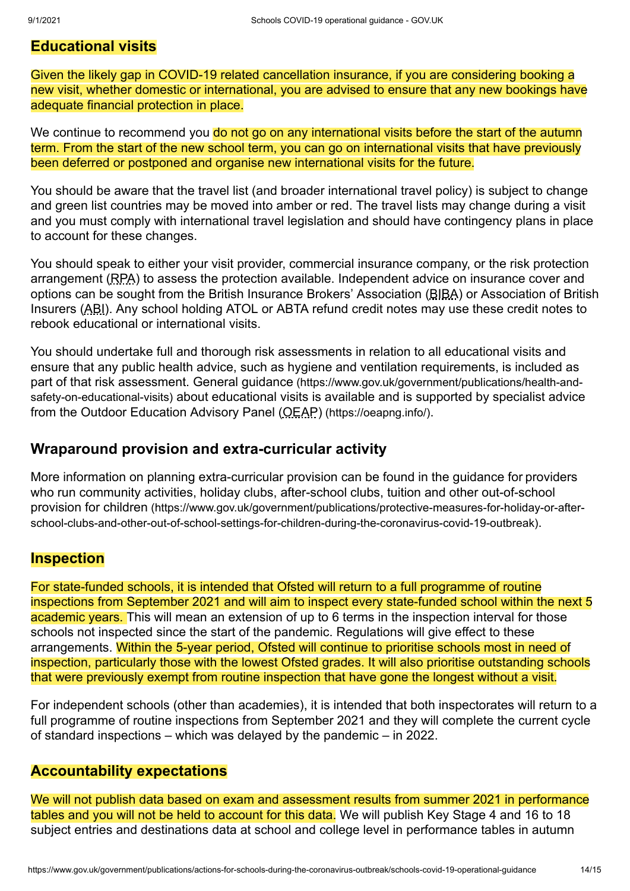## Educational visits

Given the likely gap in COVID-19 related cancellation insurance, if you are considering booking a new visit, whether domestic or international, you are advised to ensure that any new bookings have adequate financial protection in place.

We continue to recommend you do not go on any international visits before the start of the autumn term. From the start of the new school term, you can go on international visits that have previously been deferred or postponed and organise new international visits for the future.

You should be aware that the travel list (and broader international travel policy) is subject to change and green list countries may be moved into amber or red. The travel lists may change during a visit and you must comply with international travel legislation and should have contingency plans in place to account for these changes.

You should speak to either your visit provider, commercial insurance company, or the risk protection arrangement (RPA) to assess the protection available. Independent advice on insurance cover and options can be sought from the British Insurance Brokers' Association (BIBA) or Association of British Insurers (ABI). Any school holding ATOL or ABTA refund credit notes may use these credit notes to rebook educational or international visits.

You should undertake full and thorough risk assessments in relation to all educational visits and ensure that any public health advice, such as hygiene and ventilation requirements, is included as part of that risk assessment. General guidance (https://www.gov.uk/government/publications/health-and-safety-on-educational-visits) about educational visits is available and is supported by specialist advice from the Outdoor Education Advisory Panel (OEAP) (https://oeapng.info/).

## Wraparound provision and extra-curricular activity

More information on planning extra-curricular provision can be found in the guidance for providers who run community activities, holiday clubs, after-school clubs, tuition and other out-of-school provision for children (https://www.gov.uk/government/publications/protective-measures-for-holiday-or-after-school-clubs-and-other-out-of-school-settings-for-children-during-the-coronavirus-covid-19-outbreak).

## Inspection

For state-funded schools, it is intended that Ofsted will return to a full programme of routine inspections from September 2021 and will aim to inspect every state-funded school within the next 5 academic years. This will mean an extension of up to 6 terms in the inspection interval for those schools not inspected since the start of the pandemic. Regulations will give effect to these arrangements. Within the 5-year period, Ofsted will continue to prioritise schools most in need of inspection, particularly those with the lowest Ofsted grades. It will also prioritise outstanding schools that were previously exempt from routine inspection that have gone the longest without a visit.

For independent schools (other than academies), it is intended that both inspectorates will return to a full programme of routine inspections from September 2021 and they will complete the current cycle of standard inspections – which was delayed by the pandemic – in 2022.

## Accountability expectations

We will not publish data based on exam and assessment results from summer 2021 in performance tables and you will not be held to account for this data. We will publish Key Stage 4 and 16 to 18 subject entries and destinations data at school and college level in performance tables in autumn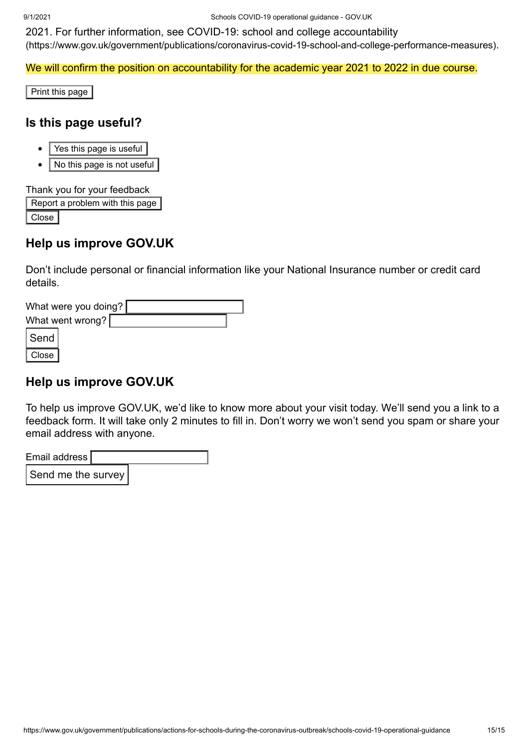2021. For further information, see COVID-19: school and college accountability (https://www.gov.uk/government/publications/coronavirus-covid-19-school-and-college-performance-measures).

We will confirm the position on accountability for the academic year 2021 to 2022 in due course.

Print this page

## Is this page useful?

- Yes this page is useful
- No this page is not useful

Thank you for your feedback

Report a problem with this page

Close

## Help us improve GOV.UK

Don't include personal or financial information like your National Insurance number or credit card details.

What were you doing?

What went wrong?

Send

Close

## Help us improve GOV.UK

To help us improve GOV.UK, we'd like to know more about your visit today. We'll send you a link to a feedback form. It will take only 2 minutes to fill in. Don't worry we won't send you spam or share your email address with anyone.

Email address

Send me the survey